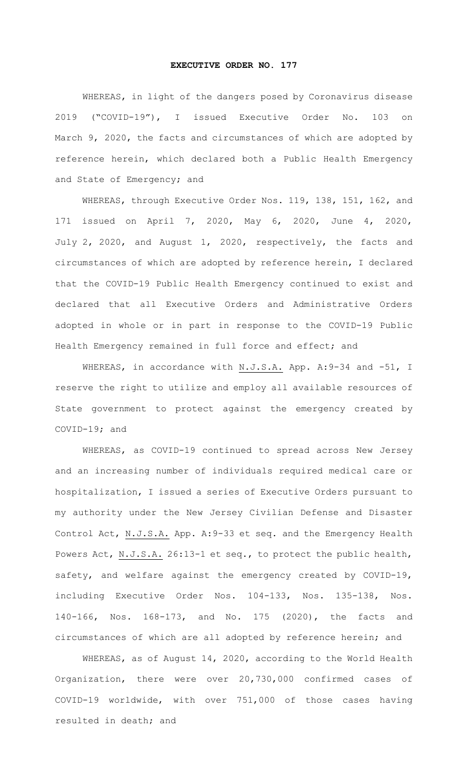# EXECUTIVE ORDER NO. 177

WHEREAS, in light of the dangers posed by Coronavirus disease 2019 ("COVID-19"), I issued Executive Order No. 103 on March 9, 2020, the facts and circumstances of which are adopted by reference herein, which declared both a Public Health Emergency and State of Emergency; and

WHEREAS, through Executive Order Nos. 119, 138, 151, 162, and 171 issued on April 7, 2020, May 6, 2020, June 4, 2020, July 2, 2020, and August 1, 2020, respectively, the facts and circumstances of which are adopted by reference herein, I declared that the COVID-19 Public Health Emergency continued to exist and declared that all Executive Orders and Administrative Orders adopted in whole or in part in response to the COVID-19 Public Health Emergency remained in full force and effect; and

WHEREAS, in accordance with N.J.S.A. App. A:9-34 and -51, I reserve the right to utilize and employ all available resources of State government to protect against the emergency created by COVID-19; and

WHEREAS, as COVID-19 continued to spread across New Jersey and an increasing number of individuals required medical care or hospitalization, I issued a series of Executive Orders pursuant to my authority under the New Jersey Civilian Defense and Disaster Control Act, N.J.S.A. App. A:9-33 et seq. and the Emergency Health Powers Act, N.J.S.A. 26:13-1 et seq., to protect the public health, safety, and welfare against the emergency created by COVID-19, including Executive Order Nos. 104-133, Nos. 135-138, Nos. 140-166, Nos. 168-173, and No. 175 (2020), the facts and circumstances of which are all adopted by reference herein; and

WHEREAS, as of August 14, 2020, according to the World Health Organization, there were over 20,730,000 confirmed cases of COVID-19 worldwide, with over 751,000 of those cases having resulted in death; and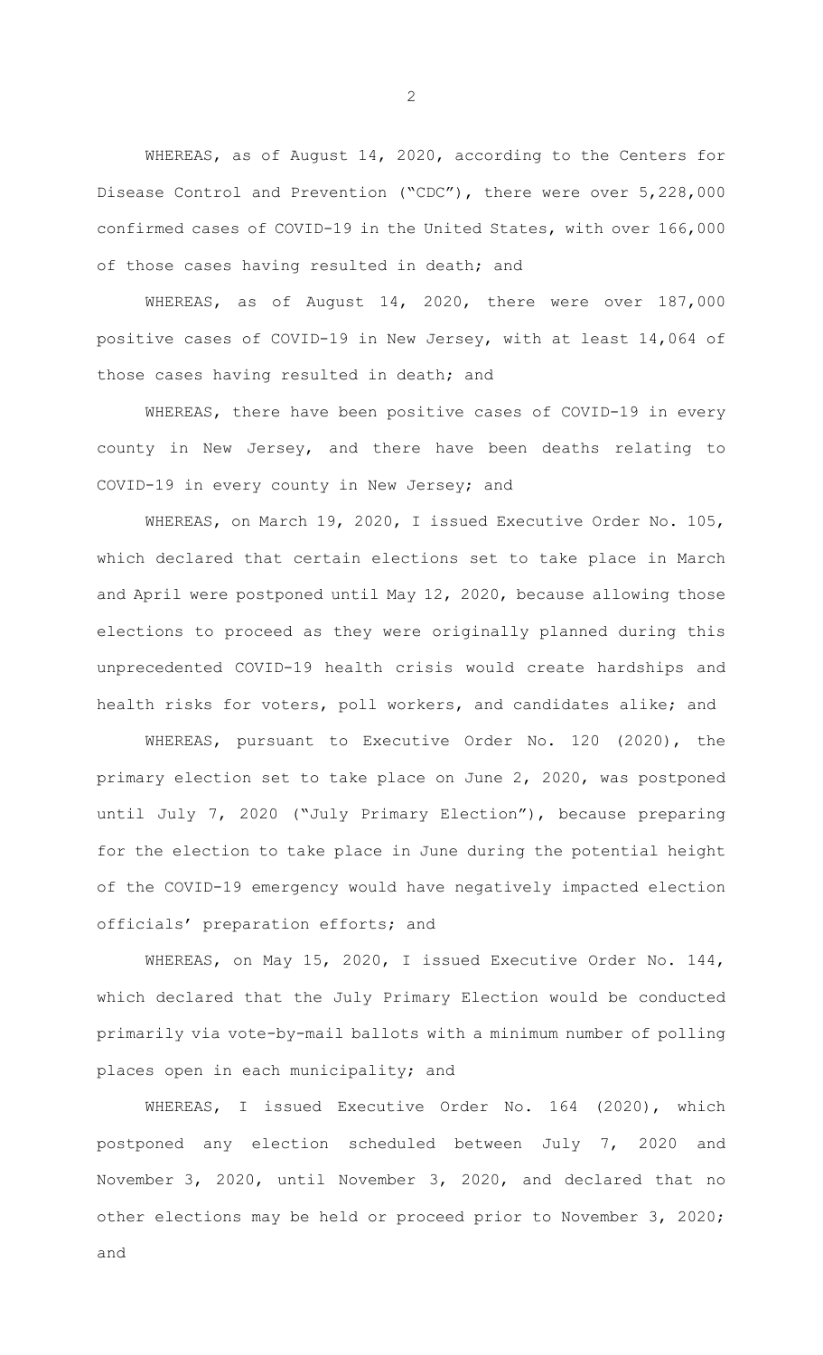WHEREAS, as of August 14, 2020, according to the Centers for Disease Control and Prevention ("CDC"), there were over 5,228,000 confirmed cases of COVID-19 in the United States, with over 166,000 of those cases having resulted in death; and

WHEREAS, as of August 14, 2020, there were over 187,000 positive cases of COVID-19 in New Jersey, with at least 14,064 of those cases having resulted in death; and

WHEREAS, there have been positive cases of COVID-19 in every county in New Jersey, and there have been deaths relating to COVID-19 in every county in New Jersey; and

WHEREAS, on March 19, 2020, I issued Executive Order No. 105, which declared that certain elections set to take place in March and April were postponed until May 12, 2020, because allowing those elections to proceed as they were originally planned during this unprecedented COVID-19 health crisis would create hardships and health risks for voters, poll workers, and candidates alike; and

WHEREAS, pursuant to Executive Order No. 120 (2020), the primary election set to take place on June 2, 2020, was postponed until July 7, 2020 ("July Primary Election"), because preparing for the election to take place in June during the potential height of the COVID-19 emergency would have negatively impacted election officials' preparation efforts; and

WHEREAS, on May 15, 2020, I issued Executive Order No. 144, which declared that the July Primary Election would be conducted primarily via vote-by-mail ballots with a minimum number of polling places open in each municipality; and

WHEREAS, I issued Executive Order No. 164 (2020), which postponed any election scheduled between July 7, 2020 and November 3, 2020, until November 3, 2020, and declared that no other elections may be held or proceed prior to November 3, 2020; and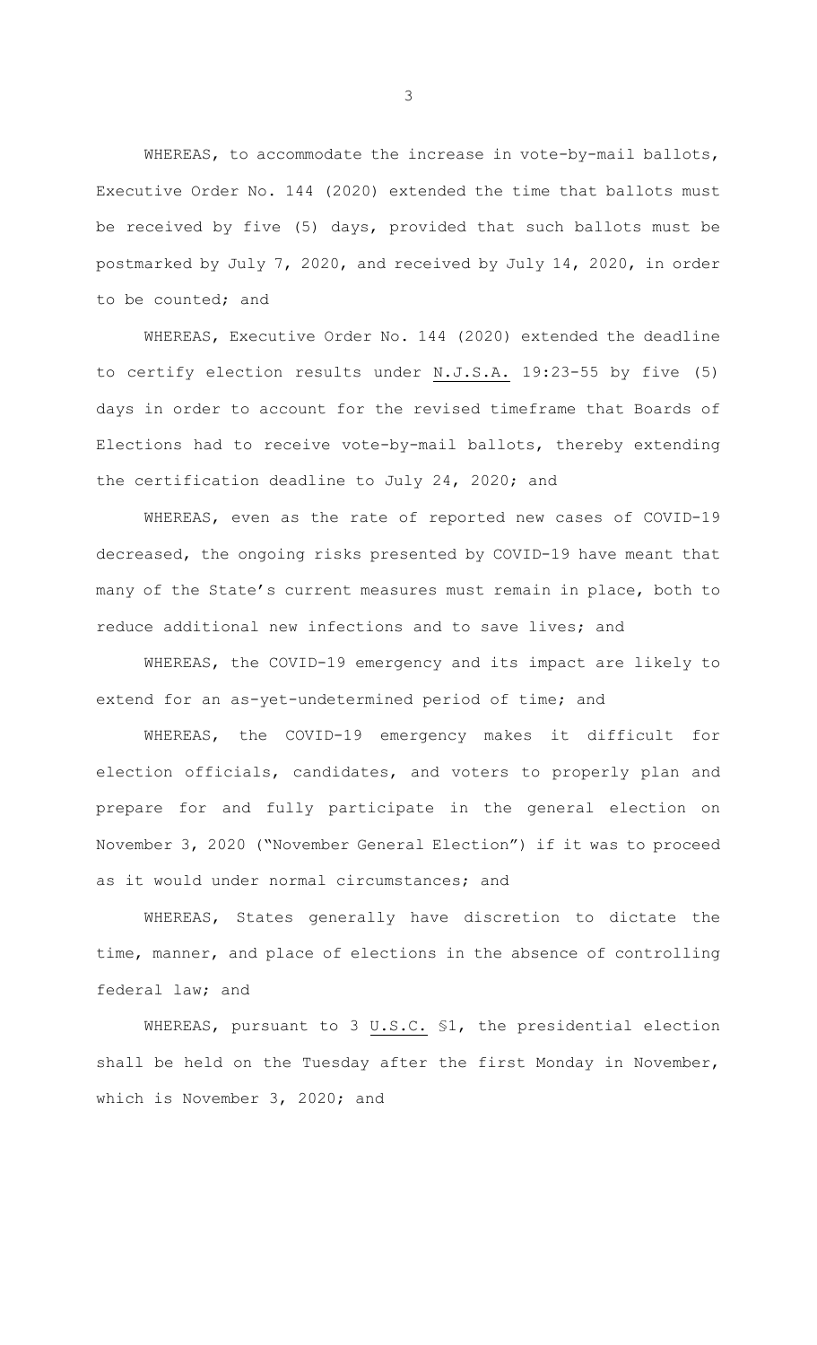WHEREAS, to accommodate the increase in vote-by-mail ballots, Executive Order No. 144 (2020) extended the time that ballots must be received by five (5) days, provided that such ballots must be postmarked by July 7, 2020, and received by July 14, 2020, in order to be counted; and

WHEREAS, Executive Order No. 144 (2020) extended the deadline to certify election results under N.J.S.A. 19:23-55 by five (5) days in order to account for the revised timeframe that Boards of Elections had to receive vote-by-mail ballots, thereby extending the certification deadline to July 24, 2020; and

WHEREAS, even as the rate of reported new cases of COVID-19 decreased, the ongoing risks presented by COVID-19 have meant that many of the State's current measures must remain in place, both to reduce additional new infections and to save lives; and

WHEREAS, the COVID-19 emergency and its impact are likely to extend for an as-yet-undetermined period of time; and

WHEREAS, the COVID-19 emergency makes it difficult for election officials, candidates, and voters to properly plan and prepare for and fully participate in the general election on November 3, 2020 ("November General Election") if it was to proceed as it would under normal circumstances; and

WHEREAS, States generally have discretion to dictate the time, manner, and place of elections in the absence of controlling federal law; and

WHEREAS, pursuant to 3 U.S.C. §1, the presidential election shall be held on the Tuesday after the first Monday in November, which is November 3, 2020; and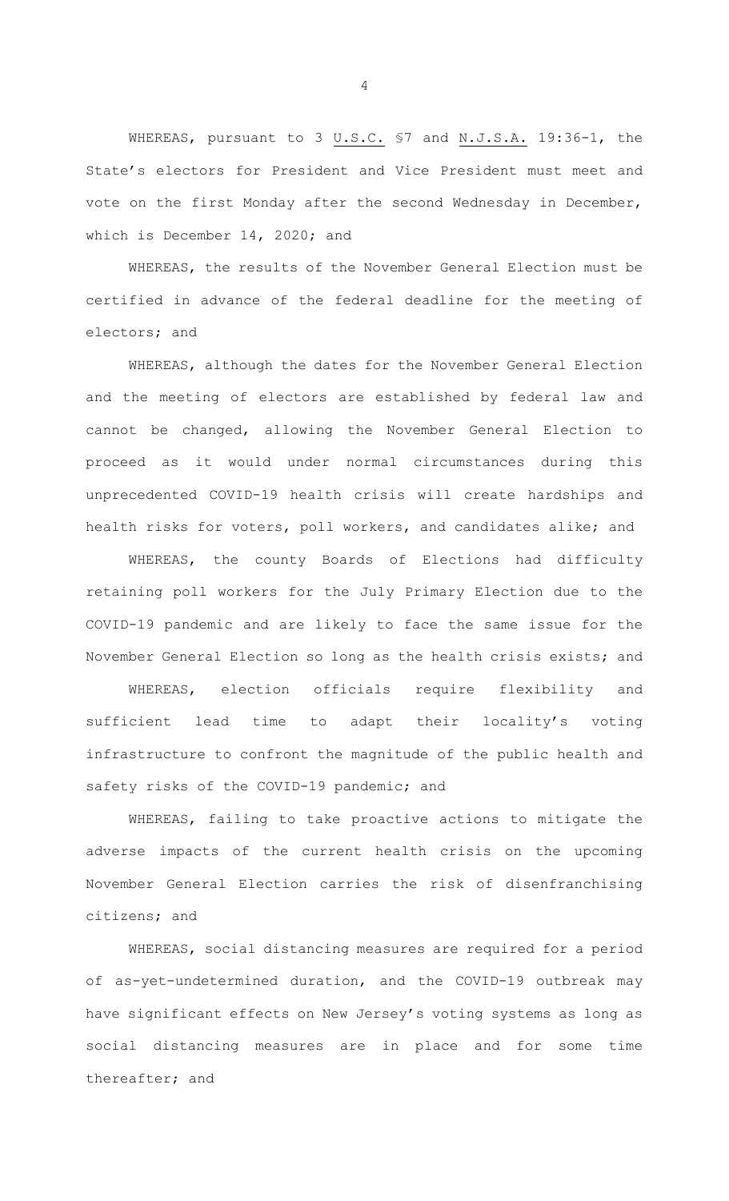WHEREAS, pursuant to 3 U.S.C. §7 and N.J.S.A. 19:36-1, the State's electors for President and Vice President must meet and vote on the first Monday after the second Wednesday in December, which is December 14, 2020; and

WHEREAS, the results of the November General Election must be certified in advance of the federal deadline for the meeting of electors; and

WHEREAS, although the dates for the November General Election and the meeting of electors are established by federal law and cannot be changed, allowing the November General Election to proceed as it would under normal circumstances during this unprecedented COVID-19 health crisis will create hardships and health risks for voters, poll workers, and candidates alike; and

WHEREAS, the county Boards of Elections had difficulty retaining poll workers for the July Primary Election due to the COVID-19 pandemic and are likely to face the same issue for the November General Election so long as the health crisis exists; and

WHEREAS, election officials require flexibility and sufficient lead time to adapt their locality's voting infrastructure to confront the magnitude of the public health and safety risks of the COVID-19 pandemic; and

WHEREAS, failing to take proactive actions to mitigate the adverse impacts of the current health crisis on the upcoming November General Election carries the risk of disenfranchising citizens; and

WHEREAS, social distancing measures are required for a period of as-yet-undetermined duration, and the COVID-19 outbreak may have significant effects on New Jersey's voting systems as long as social distancing measures are in place and for some time thereafter; and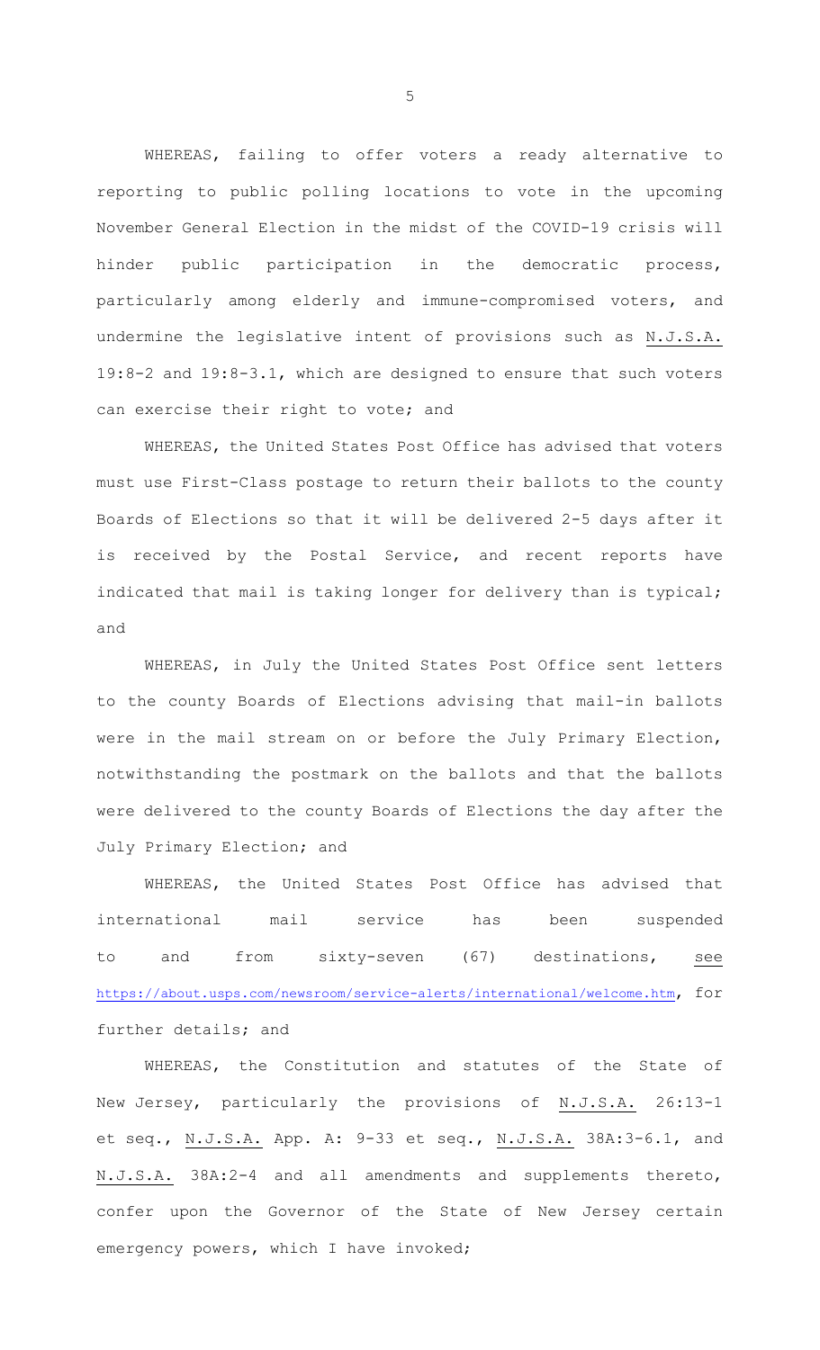WHEREAS, failing to offer voters a ready alternative to reporting to public polling locations to vote in the upcoming November General Election in the midst of the COVID-19 crisis will hinder public participation in the democratic process, particularly among elderly and immune-compromised voters, and undermine the legislative intent of provisions such as N.J.S.A. 19:8-2 and 19:8-3.1, which are designed to ensure that such voters can exercise their right to vote; and

WHEREAS, the United States Post Office has advised that voters must use First-Class postage to return their ballots to the county Boards of Elections so that it will be delivered 2-5 days after it is received by the Postal Service, and recent reports have indicated that mail is taking longer for delivery than is typical; and

WHEREAS, in July the United States Post Office sent letters to the county Boards of Elections advising that mail-in ballots were in the mail stream on or before the July Primary Election, notwithstanding the postmark on the ballots and that the ballots were delivered to the county Boards of Elections the day after the July Primary Election; and

WHEREAS, the United States Post Office has advised that international mail service has been suspended to and from sixty-seven (67) destinations, see https://about.usps.com/newsroom/service-alerts/international/welcome.htm, for further details; and

WHEREAS, the Constitution and statutes of the State of New Jersey, particularly the provisions of N.J.S.A. 26:13-1 et seq., N.J.S.A. App. A: 9-33 et seq., N.J.S.A. 38A:3-6.1, and N.J.S.A. 38A:2-4 and all amendments and supplements thereto, confer upon the Governor of the State of New Jersey certain emergency powers, which I have invoked;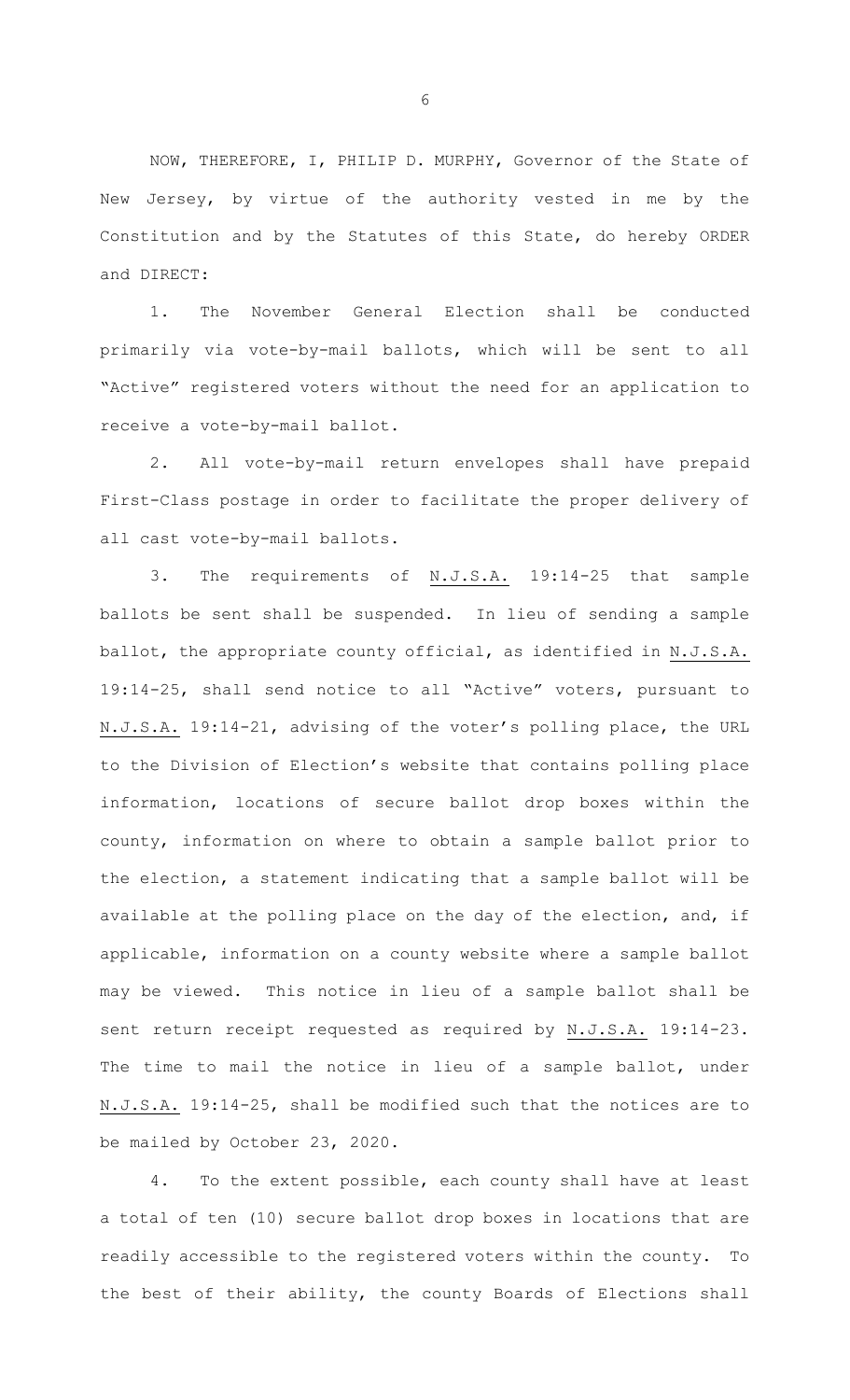NOW, THEREFORE, I, PHILIP D. MURPHY, Governor of the State of New Jersey, by virtue of the authority vested in me by the Constitution and by the Statutes of this State, do hereby ORDER and DIRECT:

1. The November General Election shall be conducted primarily via vote-by-mail ballots, which will be sent to all "Active" registered voters without the need for an application to receive a vote-by-mail ballot.

2. All vote-by-mail return envelopes shall have prepaid First-Class postage in order to facilitate the proper delivery of all cast vote-by-mail ballots.

3. The requirements of N.J.S.A. 19:14-25 that sample ballots be sent shall be suspended. In lieu of sending a sample ballot, the appropriate county official, as identified in N.J.S.A. 19:14-25, shall send notice to all "Active" voters, pursuant to N.J.S.A. 19:14-21, advising of the voter's polling place, the URL to the Division of Election's website that contains polling place information, locations of secure ballot drop boxes within the county, information on where to obtain a sample ballot prior to the election, a statement indicating that a sample ballot will be available at the polling place on the day of the election, and, if applicable, information on a county website where a sample ballot may be viewed. This notice in lieu of a sample ballot shall be sent return receipt requested as required by N.J.S.A. 19:14-23. The time to mail the notice in lieu of a sample ballot, under N.J.S.A. 19:14-25, shall be modified such that the notices are to be mailed by October 23, 2020.

4. To the extent possible, each county shall have at least a total of ten (10) secure ballot drop boxes in locations that are readily accessible to the registered voters within the county. To the best of their ability, the county Boards of Elections shall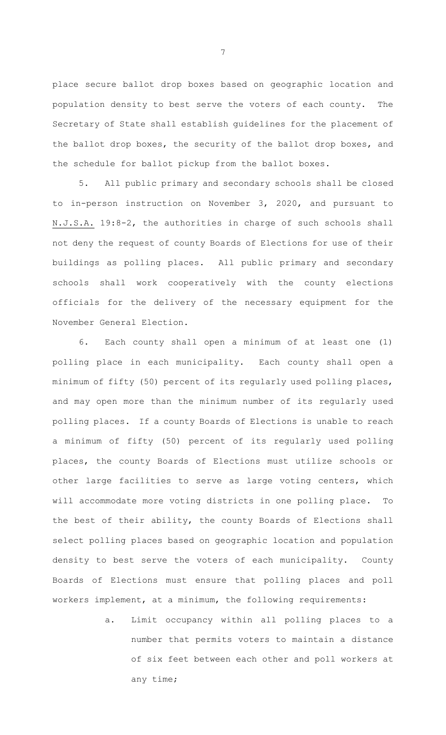place secure ballot drop boxes based on geographic location and population density to best serve the voters of each county. The Secretary of State shall establish guidelines for the placement of the ballot drop boxes, the security of the ballot drop boxes, and the schedule for ballot pickup from the ballot boxes.

5. All public primary and secondary schools shall be closed to in-person instruction on November 3, 2020, and pursuant to <u>N.J.S.A.</u> 19:8-2, the authorities in charge of such schools shall not deny the request of county Boards of Elections for use of their buildings as polling places. All public primary and secondary schools shall work cooperatively with the county elections officials for the delivery of the necessary equipment for the November General Election.

6. Each county shall open a minimum of at least one (1) polling place in each municipality. Each county shall open a minimum of fifty (50) percent of its regularly used polling places, and may open more than the minimum number of its regularly used polling places. If a county Boards of Elections is unable to reach a minimum of fifty (50) percent of its regularly used polling places, the county Boards of Elections must utilize schools or other large facilities to serve as large voting centers, which will accommodate more voting districts in one polling place. To the best of their ability, the county Boards of Elections shall select polling places based on geographic location and population density to best serve the voters of each municipality. County Boards of Elections must ensure that polling places and poll workers implement, at a minimum, the following requirements:

a. Limit occupancy within all polling places to a number that permits voters to maintain a distance of six feet between each other and poll workers at any time;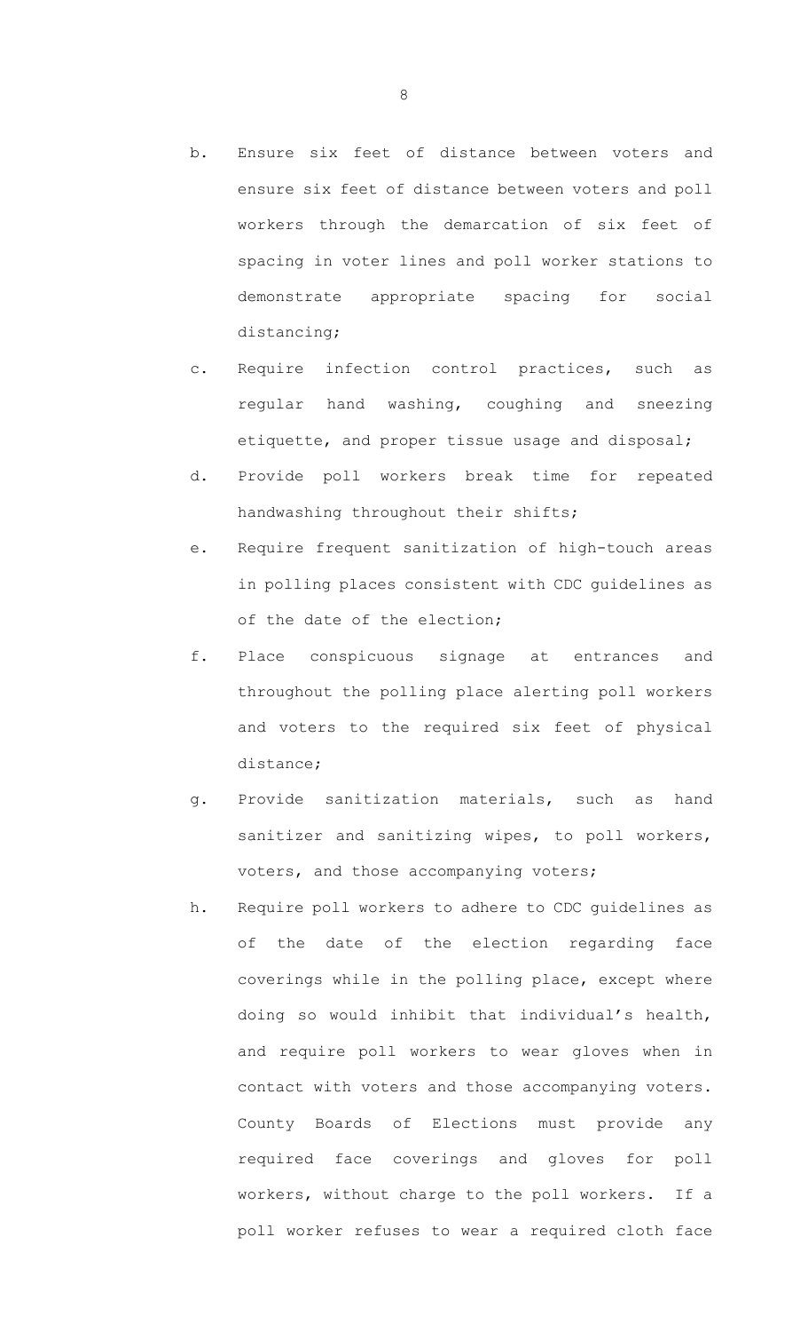b. Ensure six feet of distance between voters and ensure six feet of distance between voters and poll workers through the demarcation of six feet of spacing in voter lines and poll worker stations to demonstrate appropriate spacing for social distancing;

c. Require infection control practices, such as regular hand washing, coughing and sneezing etiquette, and proper tissue usage and disposal;

d. Provide poll workers break time for repeated handwashing throughout their shifts;

e. Require frequent sanitization of high-touch areas in polling places consistent with CDC guidelines as of the date of the election;

f. Place conspicuous signage at entrances and throughout the polling place alerting poll workers and voters to the required six feet of physical distance;

g. Provide sanitization materials, such as hand sanitizer and sanitizing wipes, to poll workers, voters, and those accompanying voters;

h. Require poll workers to adhere to CDC guidelines as of the date of the election regarding face coverings while in the polling place, except where doing so would inhibit that individual's health, and require poll workers to wear gloves when in contact with voters and those accompanying voters. County Boards of Elections must provide any required face coverings and gloves for poll workers, without charge to the poll workers. If a poll worker refuses to wear a required cloth face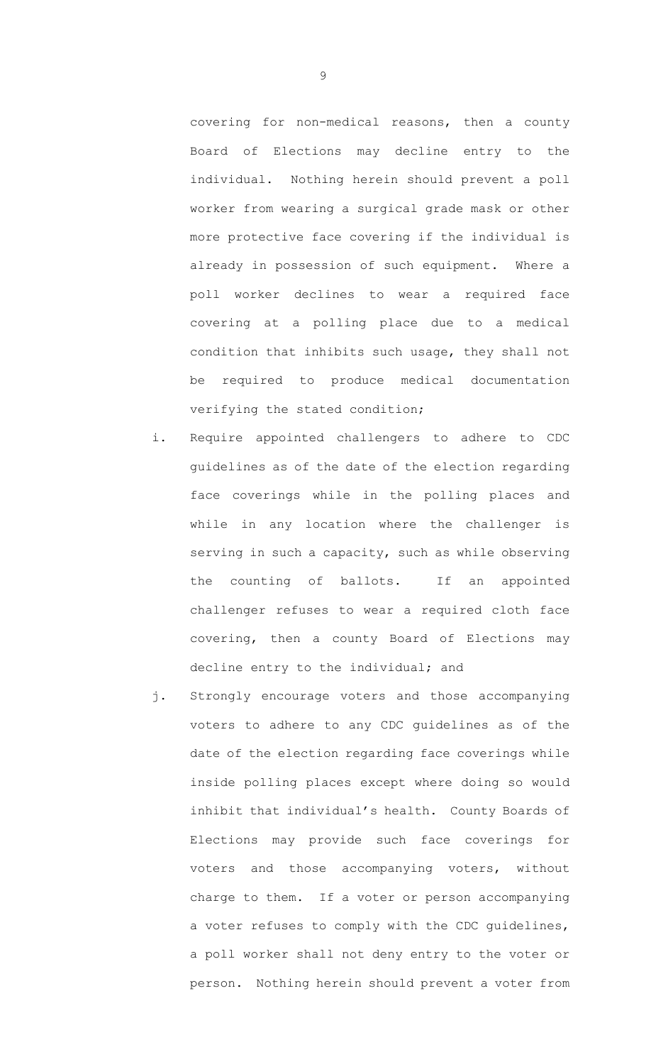covering for non-medical reasons, then a county Board of Elections may decline entry to the individual. Nothing herein should prevent a poll worker from wearing a surgical grade mask or other more protective face covering if the individual is already in possession of such equipment. Where a poll worker declines to wear a required face covering at a polling place due to a medical condition that inhibits such usage, they shall not be required to produce medical documentation verifying the stated condition;

i. Require appointed challengers to adhere to CDC guidelines as of the date of the election regarding face coverings while in the polling places and while in any location where the challenger is serving in such a capacity, such as while observing the counting of ballots. If an appointed challenger refuses to wear a required cloth face covering, then a county Board of Elections may decline entry to the individual; and

j. Strongly encourage voters and those accompanying voters to adhere to any CDC guidelines as of the date of the election regarding face coverings while inside polling places except where doing so would inhibit that individual's health. County Boards of Elections may provide such face coverings for voters and those accompanying voters, without charge to them. If a voter or person accompanying a voter refuses to comply with the CDC guidelines, a poll worker shall not deny entry to the voter or person. Nothing herein should prevent a voter from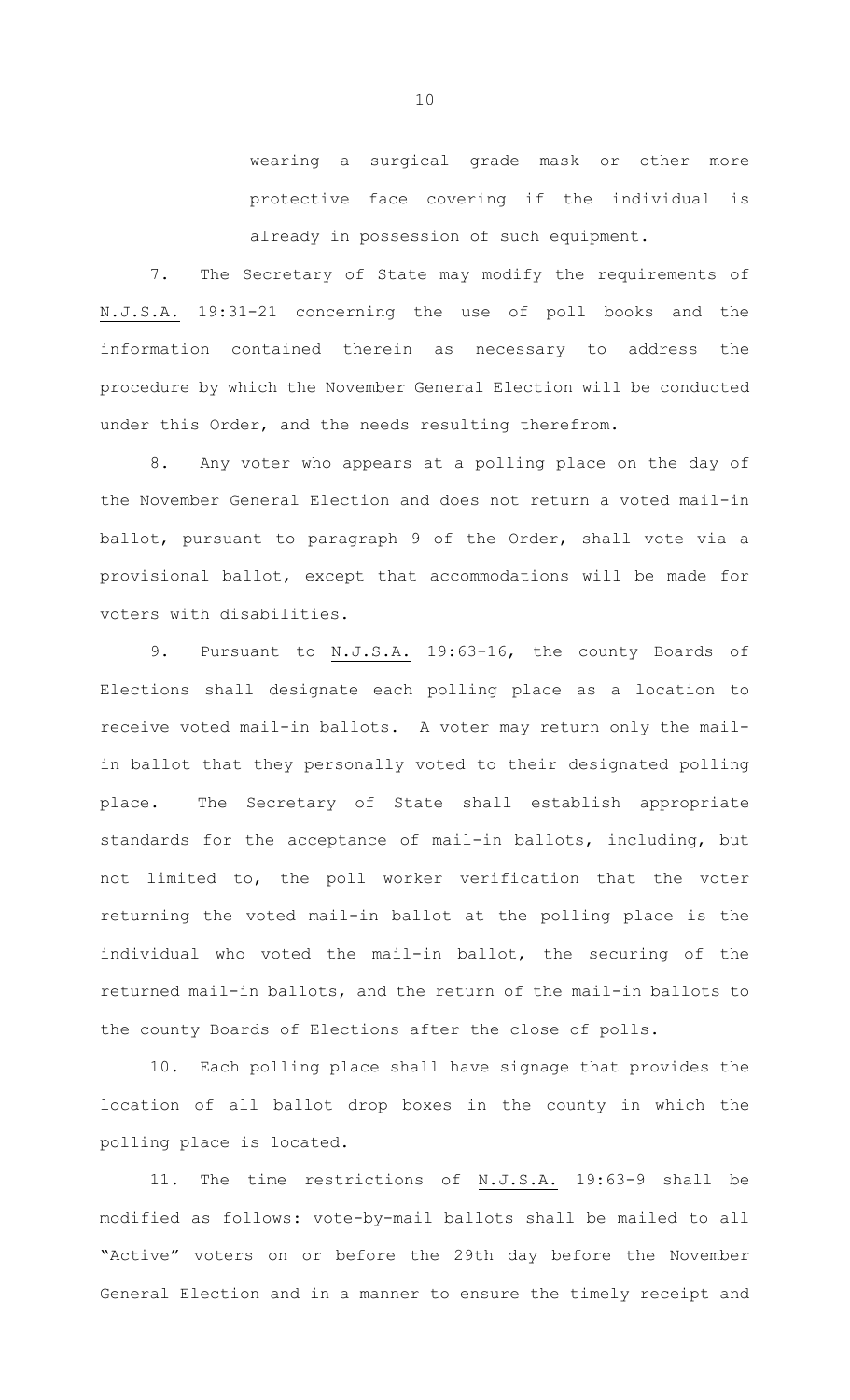wearing a surgical grade mask or other more protective face covering if the individual is already in possession of such equipment.

7. The Secretary of State may modify the requirements of N.J.S.A. 19:31-21 concerning the use of poll books and the information contained therein as necessary to address the procedure by which the November General Election will be conducted under this Order, and the needs resulting therefrom.

8. Any voter who appears at a polling place on the day of the November General Election and does not return a voted mail-in ballot, pursuant to paragraph 9 of the Order, shall vote via a provisional ballot, except that accommodations will be made for voters with disabilities.

9. Pursuant to N.J.S.A. 19:63-16, the county Boards of Elections shall designate each polling place as a location to receive voted mail-in ballots. A voter may return only the mail-in ballot that they personally voted to their designated polling place. The Secretary of State shall establish appropriate standards for the acceptance of mail-in ballots, including, but not limited to, the poll worker verification that the voter returning the voted mail-in ballot at the polling place is the individual who voted the mail-in ballot, the securing of the returned mail-in ballots, and the return of the mail-in ballots to the county Boards of Elections after the close of polls.

10. Each polling place shall have signage that provides the location of all ballot drop boxes in the county in which the polling place is located.

11. The time restrictions of N.J.S.A. 19:63-9 shall be modified as follows: vote-by-mail ballots shall be mailed to all "Active" voters on or before the 29th day before the November General Election and in a manner to ensure the timely receipt and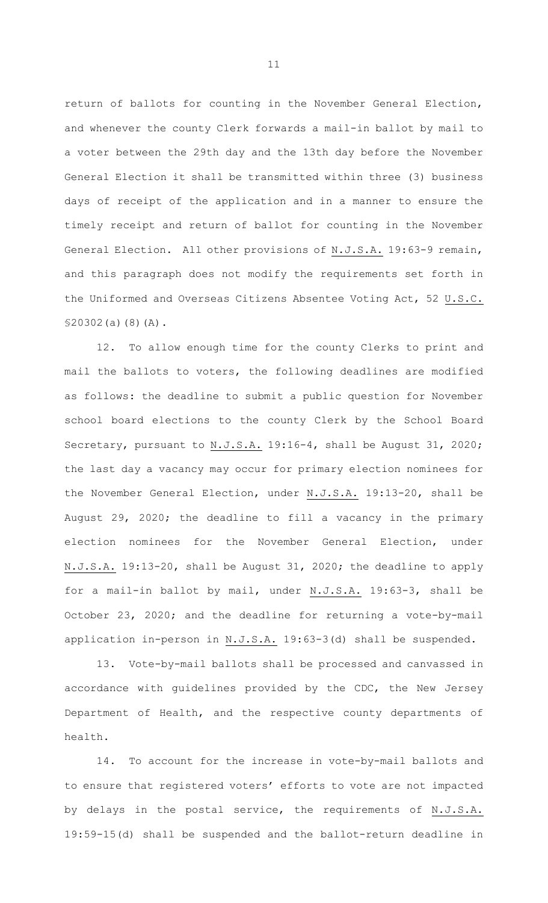return of ballots for counting in the November General Election, and whenever the county Clerk forwards a mail-in ballot by mail to a voter between the 29th day and the 13th day before the November General Election it shall be transmitted within three (3) business days of receipt of the application and in a manner to ensure the timely receipt and return of ballot for counting in the November General Election. All other provisions of N.J.S.A. 19:63-9 remain, and this paragraph does not modify the requirements set forth in the Uniformed and Overseas Citizens Absentee Voting Act, 52 U.S.C. §20302(a)(8)(A).

12. To allow enough time for the county Clerks to print and mail the ballots to voters, the following deadlines are modified as follows: the deadline to submit a public question for November school board elections to the county Clerk by the School Board Secretary, pursuant to N.J.S.A. 19:16-4, shall be August 31, 2020; the last day a vacancy may occur for primary election nominees for the November General Election, under N.J.S.A. 19:13-20, shall be August 29, 2020; the deadline to fill a vacancy in the primary election nominees for the November General Election, under N.J.S.A. 19:13-20, shall be August 31, 2020; the deadline to apply for a mail-in ballot by mail, under N.J.S.A. 19:63-3, shall be October 23, 2020; and the deadline for returning a vote-by-mail application in-person in N.J.S.A. 19:63-3(d) shall be suspended.

13. Vote-by-mail ballots shall be processed and canvassed in accordance with guidelines provided by the CDC, the New Jersey Department of Health, and the respective county departments of health.

14. To account for the increase in vote-by-mail ballots and to ensure that registered voters' efforts to vote are not impacted by delays in the postal service, the requirements of N.J.S.A. 19:59-15(d) shall be suspended and the ballot-return deadline in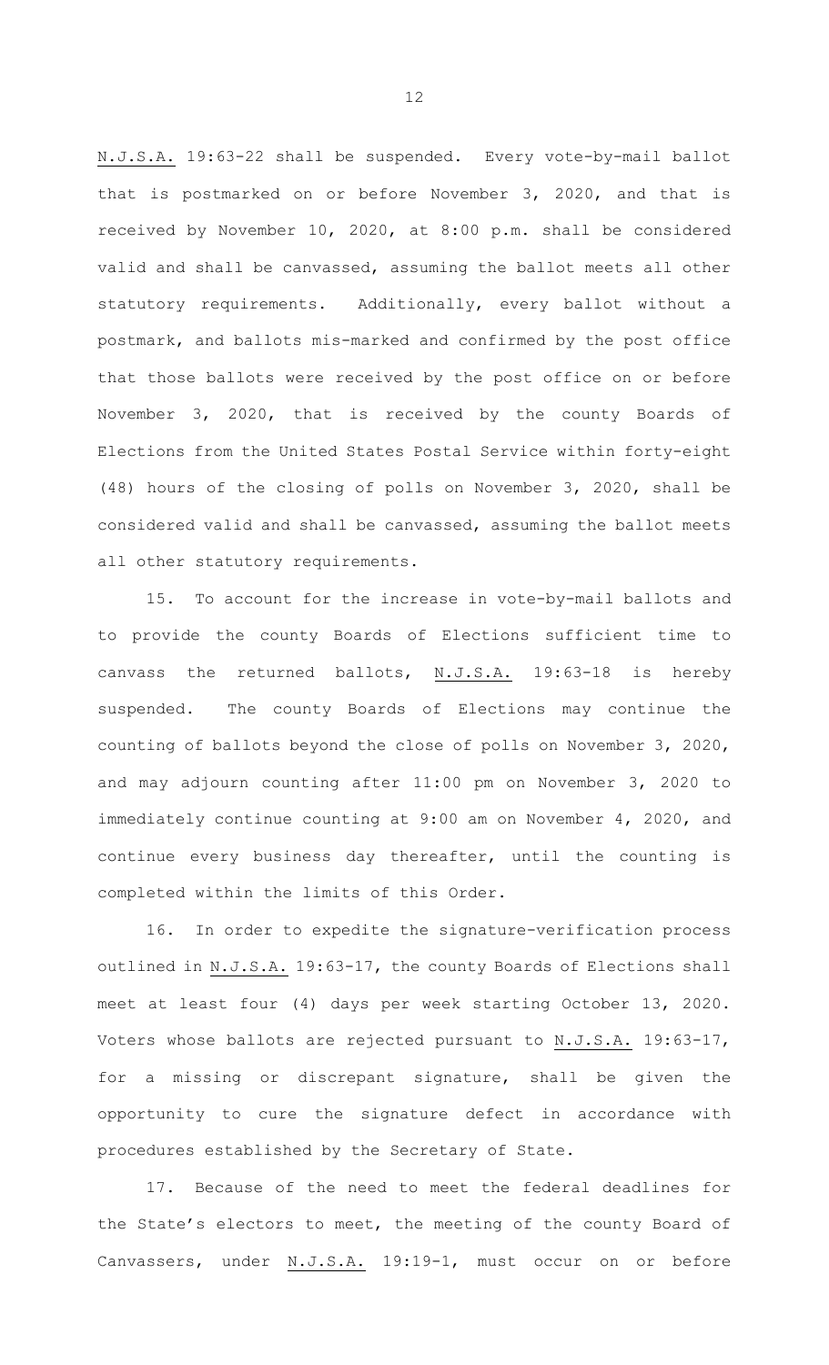N.J.S.A. 19:63-22 shall be suspended. Every vote-by-mail ballot that is postmarked on or before November 3, 2020, and that is received by November 10, 2020, at 8:00 p.m. shall be considered valid and shall be canvassed, assuming the ballot meets all other statutory requirements. Additionally, every ballot without a postmark, and ballots mis-marked and confirmed by the post office that those ballots were received by the post office on or before November 3, 2020, that is received by the county Boards of Elections from the United States Postal Service within forty-eight (48) hours of the closing of polls on November 3, 2020, shall be considered valid and shall be canvassed, assuming the ballot meets all other statutory requirements.

15. To account for the increase in vote-by-mail ballots and to provide the county Boards of Elections sufficient time to canvass the returned ballots, N.J.S.A. 19:63-18 is hereby suspended. The county Boards of Elections may continue the counting of ballots beyond the close of polls on November 3, 2020, and may adjourn counting after 11:00 pm on November 3, 2020 to immediately continue counting at 9:00 am on November 4, 2020, and continue every business day thereafter, until the counting is completed within the limits of this Order.

16. In order to expedite the signature-verification process outlined in N.J.S.A. 19:63-17, the county Boards of Elections shall meet at least four (4) days per week starting October 13, 2020. Voters whose ballots are rejected pursuant to N.J.S.A. 19:63-17, for a missing or discrepant signature, shall be given the opportunity to cure the signature defect in accordance with procedures established by the Secretary of State.

17. Because of the need to meet the federal deadlines for the State's electors to meet, the meeting of the county Board of Canvassers, under N.J.S.A. 19:19-1, must occur on or before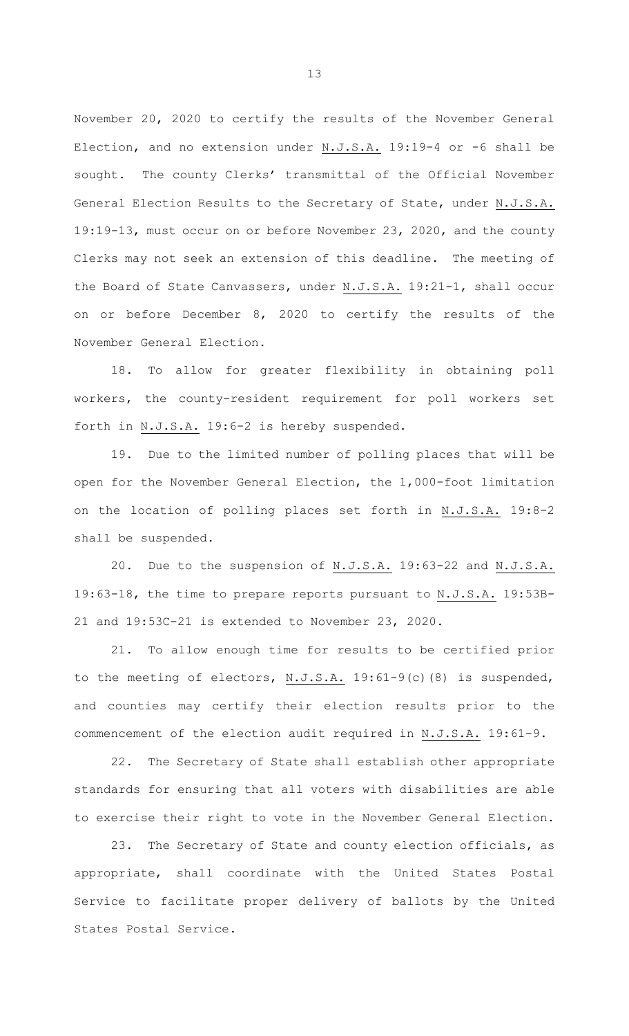November 20, 2020 to certify the results of the November General Election, and no extension under N.J.S.A. 19:19-4 or -6 shall be sought. The county Clerks' transmittal of the Official November General Election Results to the Secretary of State, under N.J.S.A. 19:19-13, must occur on or before November 23, 2020, and the county Clerks may not seek an extension of this deadline. The meeting of the Board of State Canvassers, under N.J.S.A. 19:21-1, shall occur on or before December 8, 2020 to certify the results of the November General Election.

18. To allow for greater flexibility in obtaining poll workers, the county-resident requirement for poll workers set forth in N.J.S.A. 19:6-2 is hereby suspended.

19. Due to the limited number of polling places that will be open for the November General Election, the 1,000-foot limitation on the location of polling places set forth in N.J.S.A. 19:8-2 shall be suspended.

20. Due to the suspension of N.J.S.A. 19:63-22 and N.J.S.A. 19:63-18, the time to prepare reports pursuant to N.J.S.A. 19:53B-21 and 19:53C-21 is extended to November 23, 2020.

21. To allow enough time for results to be certified prior to the meeting of electors, N.J.S.A. 19:61-9(c)(8) is suspended, and counties may certify their election results prior to the commencement of the election audit required in N.J.S.A. 19:61-9.

22. The Secretary of State shall establish other appropriate standards for ensuring that all voters with disabilities are able to exercise their right to vote in the November General Election.

23. The Secretary of State and county election officials, as appropriate, shall coordinate with the United States Postal Service to facilitate proper delivery of ballots by the United States Postal Service.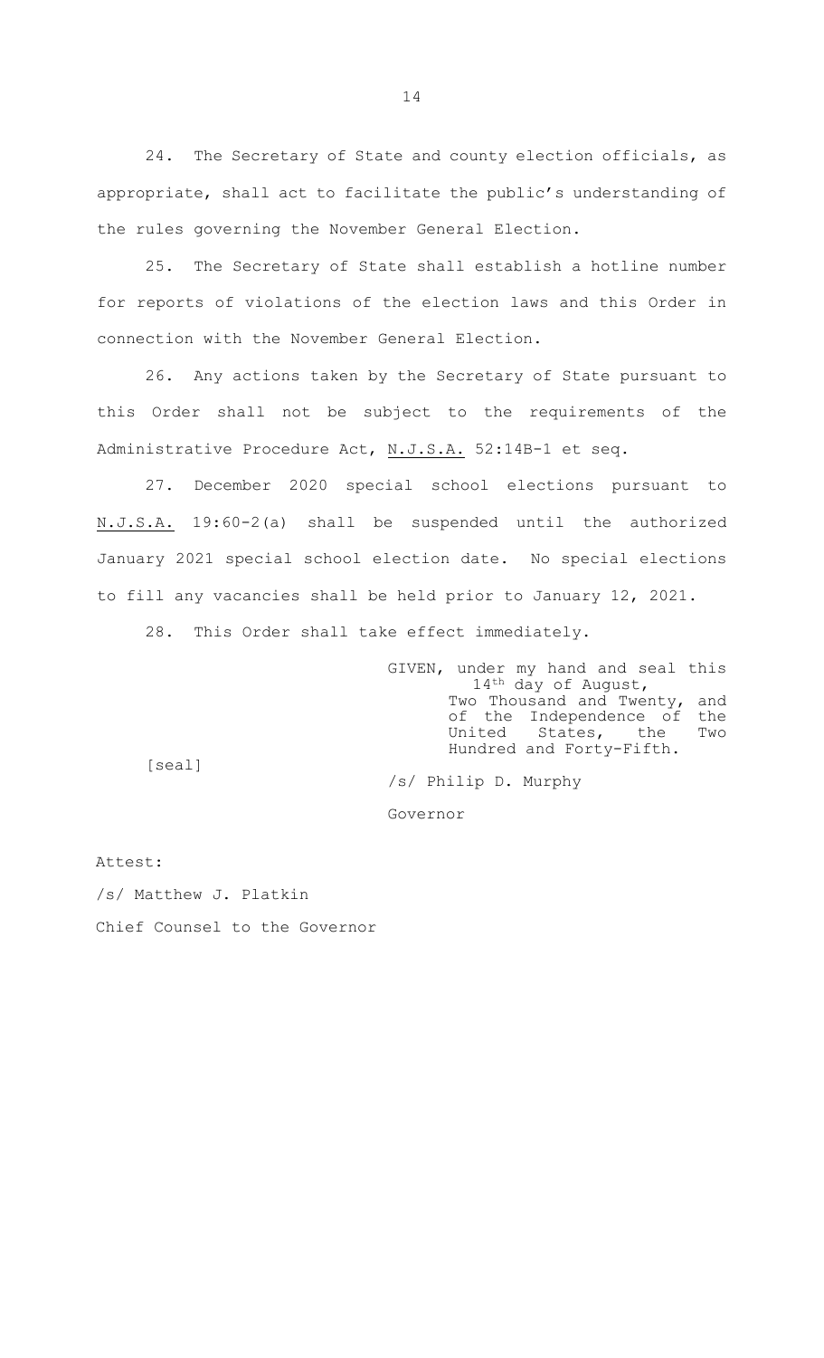24. The Secretary of State and county election officials, as appropriate, shall act to facilitate the public's understanding of the rules governing the November General Election.

25. The Secretary of State shall establish a hotline number for reports of violations of the election laws and this Order in connection with the November General Election.

26. Any actions taken by the Secretary of State pursuant to this Order shall not be subject to the requirements of the Administrative Procedure Act, N.J.S.A. 52:14B-1 et seq.

27. December 2020 special school elections pursuant to N.J.S.A. 19:60-2(a) shall be suspended until the authorized January 2021 special school election date. No special elections to fill any vacancies shall be held prior to January 12, 2021.

28. This Order shall take effect immediately.

GIVEN, under my hand and seal this 14th day of August, Two Thousand and Twenty, and of the Independence of the United States, the Two Hundred and Forty-Fifth.

[seal]

/s/ Philip D. Murphy

Governor

Attest:

/s/ Matthew J. Platkin

Chief Counsel to the Governor